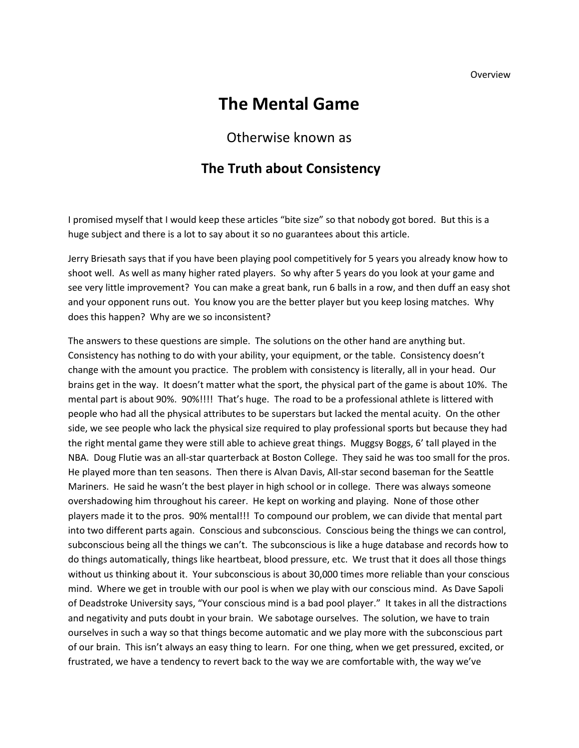# The Mental Game

Otherwise known as

## The Truth about Consistency

I promised myself that I would keep these articles "bite size" so that nobody got bored. But this is a huge subject and there is a lot to say about it so no guarantees about this article.

Jerry Briesath says that if you have been playing pool competitively for 5 years you already know how to shoot well. As well as many higher rated players. So why after 5 years do you look at your game and see very little improvement? You can make a great bank, run 6 balls in a row, and then duff an easy shot and your opponent runs out. You know you are the better player but you keep losing matches. Why does this happen? Why are we so inconsistent?

The answers to these questions are simple. The solutions on the other hand are anything but. Consistency has nothing to do with your ability, your equipment, or the table. Consistency doesn't change with the amount you practice. The problem with consistency is literally, all in your head. Our brains get in the way. It doesn't matter what the sport, the physical part of the game is about 10%. The mental part is about 90%. 90%!!!! That's huge. The road to be a professional athlete is littered with people who had all the physical attributes to be superstars but lacked the mental acuity. On the other side, we see people who lack the physical size required to play professional sports but because they had the right mental game they were still able to achieve great things. Muggsy Boggs, 6' tall played in the NBA. Doug Flutie was an all-star quarterback at Boston College. They said he was too small for the pros. He played more than ten seasons. Then there is Alvan Davis, All-star second baseman for the Seattle Mariners. He said he wasn't the best player in high school or in college. There was always someone overshadowing him throughout his career. He kept on working and playing. None of those other players made it to the pros. 90% mental!!! To compound our problem, we can divide that mental part into two different parts again. Conscious and subconscious. Conscious being the things we can control, subconscious being all the things we can't. The subconscious is like a huge database and records how to do things automatically, things like heartbeat, blood pressure, etc. We trust that it does all those things without us thinking about it. Your subconscious is about 30,000 times more reliable than your conscious mind. Where we get in trouble with our pool is when we play with our conscious mind. As Dave Sapoli of Deadstroke University says, "Your conscious mind is a bad pool player." It takes in all the distractions and negativity and puts doubt in your brain. We sabotage ourselves. The solution, we have to train ourselves in such a way so that things become automatic and we play more with the subconscious part of our brain. This isn't always an easy thing to learn. For one thing, when we get pressured, excited, or frustrated, we have a tendency to revert back to the way we are comfortable with, the way we've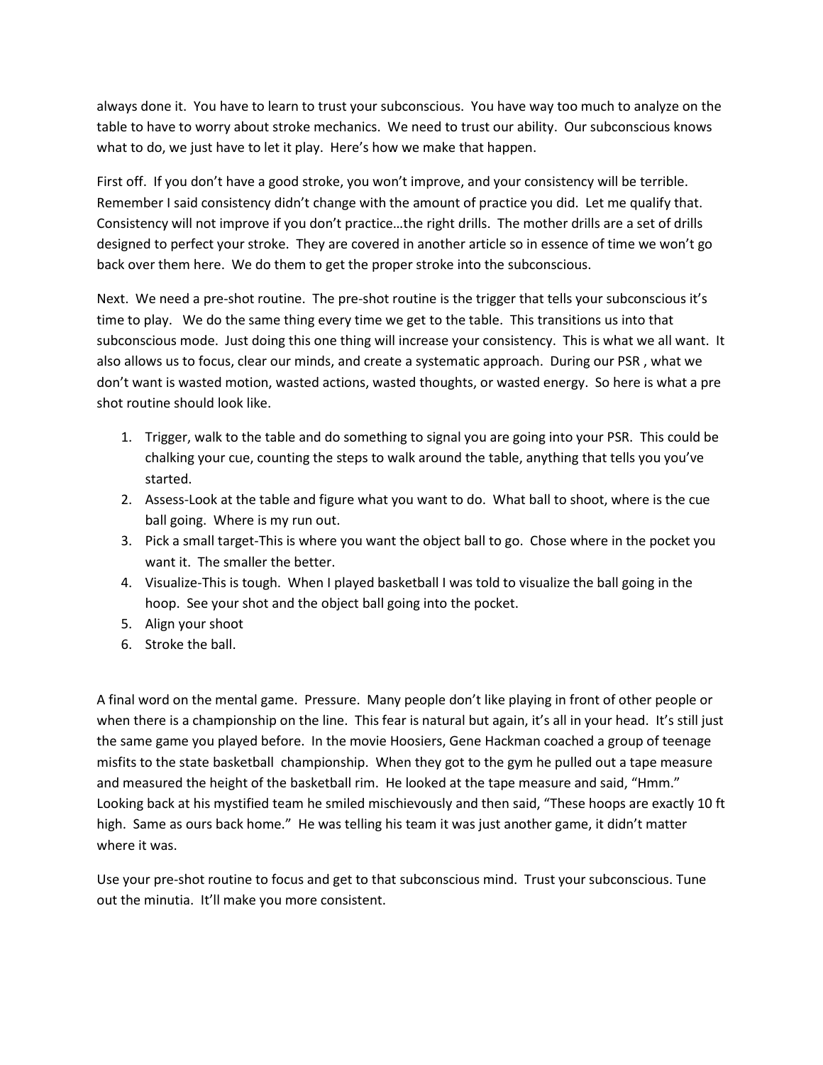always done it. You have to learn to trust your subconscious. You have way too much to analyze on the table to have to worry about stroke mechanics. We need to trust our ability. Our subconscious knows what to do, we just have to let it play. Here's how we make that happen.

First off. If you don't have a good stroke, you won't improve, and your consistency will be terrible. Remember I said consistency didn't change with the amount of practice you did. Let me qualify that. Consistency will not improve if you don't practice…the right drills. The mother drills are a set of drills designed to perfect your stroke. They are covered in another article so in essence of time we won't go back over them here. We do them to get the proper stroke into the subconscious.

Next. We need a pre-shot routine. The pre-shot routine is the trigger that tells your subconscious it's time to play. We do the same thing every time we get to the table. This transitions us into that subconscious mode. Just doing this one thing will increase your consistency. This is what we all want. It also allows us to focus, clear our minds, and create a systematic approach. During our PSR , what we don't want is wasted motion, wasted actions, wasted thoughts, or wasted energy. So here is what a pre shot routine should look like.

1. Trigger, walk to the table and do something to signal you are going into your PSR. This could be chalking your cue, counting the steps to walk around the table, anything that tells you you've started.
2. Assess-Look at the table and figure what you want to do. What ball to shoot, where is the cue ball going. Where is my run out.
3. Pick a small target-This is where you want the object ball to go. Chose where in the pocket you want it. The smaller the better.
4. Visualize-This is tough. When I played basketball I was told to visualize the ball going in the hoop. See your shot and the object ball going into the pocket.
5. Align your shoot
6. Stroke the ball.

A final word on the mental game. Pressure. Many people don't like playing in front of other people or when there is a championship on the line. This fear is natural but again, it's all in your head. It's still just the same game you played before. In the movie Hoosiers, Gene Hackman coached a group of teenage misfits to the state basketball championship. When they got to the gym he pulled out a tape measure and measured the height of the basketball rim. He looked at the tape measure and said, "Hmm." Looking back at his mystified team he smiled mischievously and then said, "These hoops are exactly 10 ft high. Same as ours back home." He was telling his team it was just another game, it didn't matter where it was.

Use your pre-shot routine to focus and get to that subconscious mind. Trust your subconscious. Tune out the minutia. It'll make you more consistent.